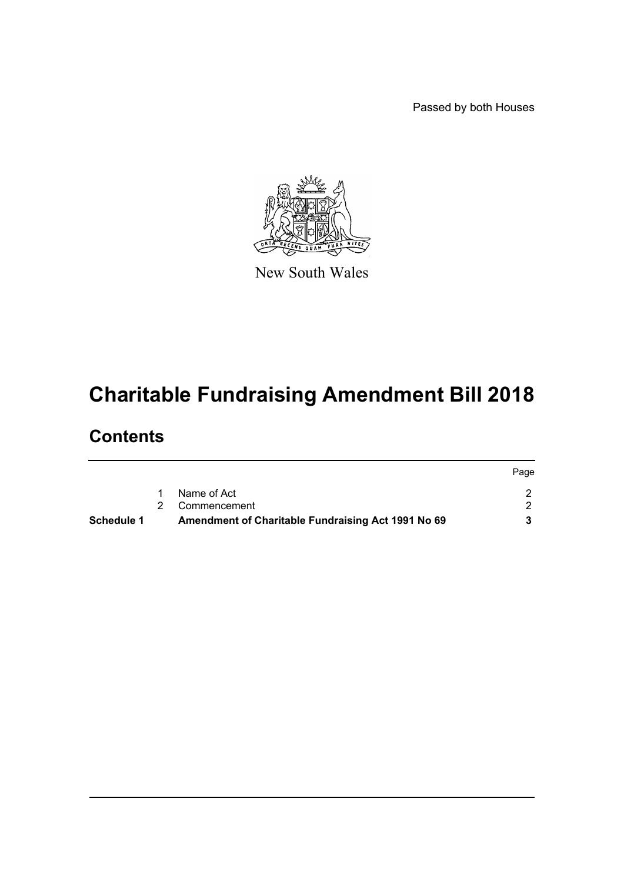Passed by both Houses

New South Wales

# Charitable Fundraising Amendment Bill 2018

## Contents

| | | | Page |
|---|---|---|---|
| | 1 | Name of Act | 2 |
| | 2 | Commencement | 2 |
| **Schedule 1** | | **Amendment of Charitable Fundraising Act 1991 No 69** | **3** |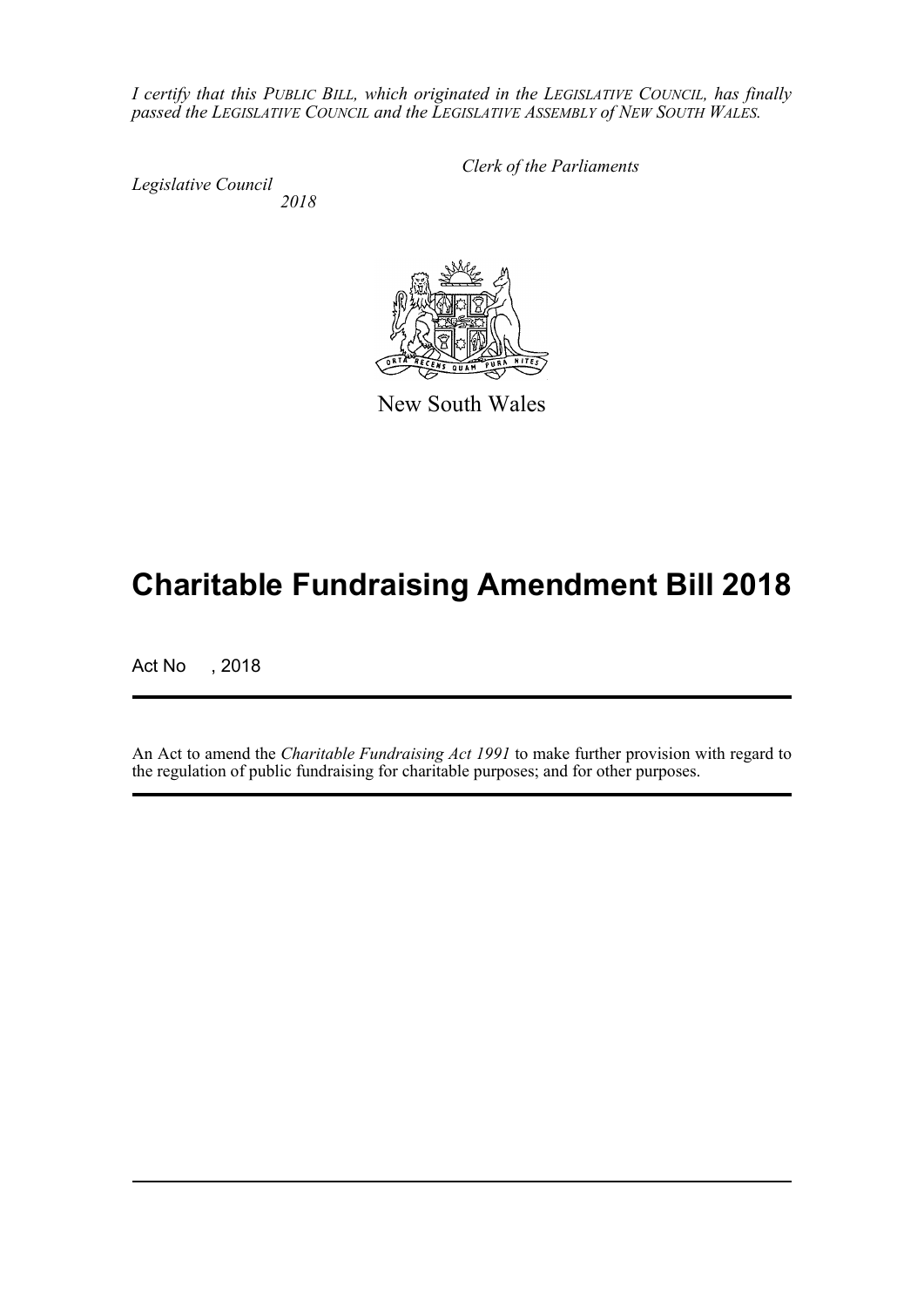*I certify that this PUBLIC BILL, which originated in the LEGISLATIVE COUNCIL, has finally passed the LEGISLATIVE COUNCIL and the LEGISLATIVE ASSEMBLY of NEW SOUTH WALES.*

*Clerk of the Parliaments*

*Legislative Council*
*2018*

New South Wales

# Charitable Fundraising Amendment Bill 2018

Act No , 2018

An Act to amend the *Charitable Fundraising Act 1991* to make further provision with regard to the regulation of public fundraising for charitable purposes; and for other purposes.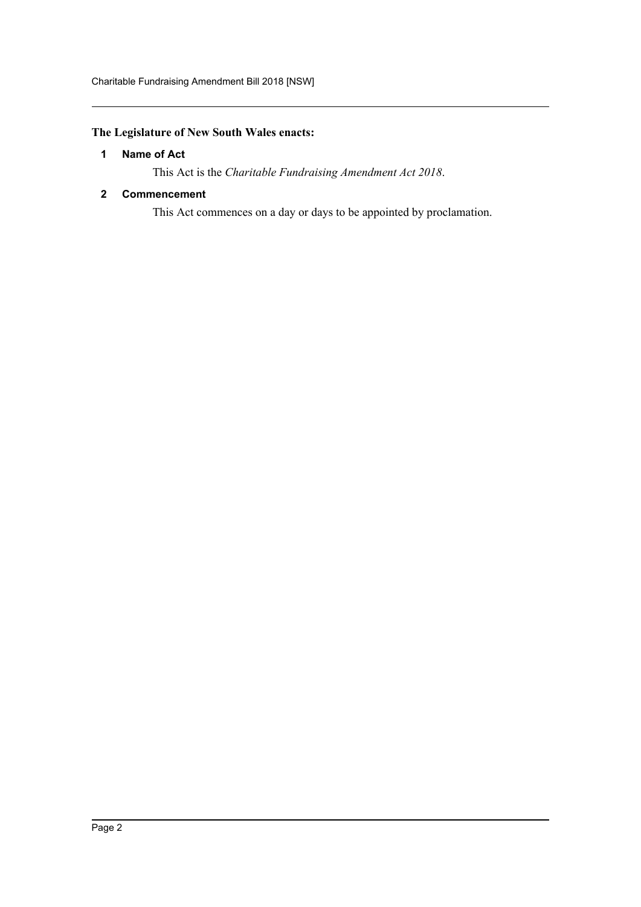**The Legislature of New South Wales enacts:**

**1 Name of Act**

This Act is the *Charitable Fundraising Amendment Act 2018*.

**2 Commencement**

This Act commences on a day or days to be appointed by proclamation.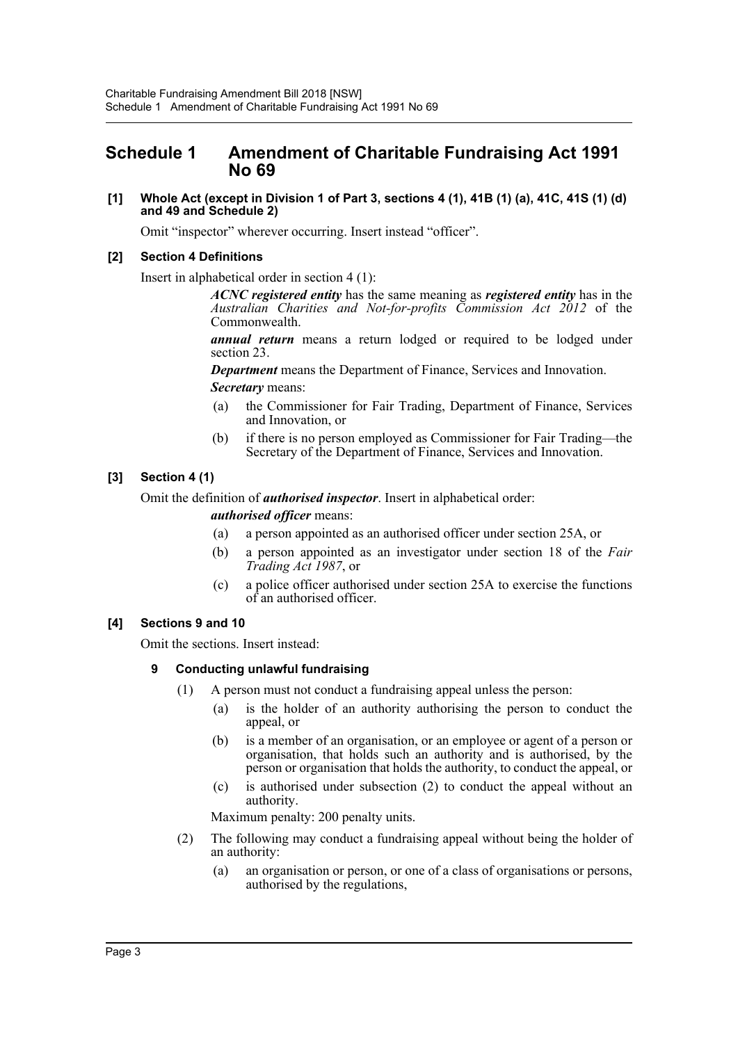# Schedule 1 Amendment of Charitable Fundraising Act 1991 No 69

**[1] Whole Act (except in Division 1 of Part 3, sections 4 (1), 41B (1) (a), 41C, 41S (1) (d) and 49 and Schedule 2)**

Omit "inspector" wherever occurring. Insert instead "officer".

**[2] Section 4 Definitions**

Insert in alphabetical order in section 4 (1):

> ***ACNC registered entity*** has the same meaning as ***registered entity*** has in the *Australian Charities and Not-for-profits Commission Act 2012* of the Commonwealth.
>
> ***annual return*** means a return lodged or required to be lodged under section 23.
>
> ***Department*** means the Department of Finance, Services and Innovation.
>
> ***Secretary*** means:
>
> (a) the Commissioner for Fair Trading, Department of Finance, Services and Innovation, or
>
> (b) if there is no person employed as Commissioner for Fair Trading—the Secretary of the Department of Finance, Services and Innovation.

**[3] Section 4 (1)**

Omit the definition of ***authorised inspector***. Insert in alphabetical order:

> ***authorised officer*** means:
>
> (a) a person appointed as an authorised officer under section 25A, or
>
> (b) a person appointed as an investigator under section 18 of the *Fair Trading Act 1987*, or
>
> (c) a police officer authorised under section 25A to exercise the functions of an authorised officer.

**[4] Sections 9 and 10**

Omit the sections. Insert instead:

**9 Conducting unlawful fundraising**

(1) A person must not conduct a fundraising appeal unless the person:

(a) is the holder of an authority authorising the person to conduct the appeal, or

(b) is a member of an organisation, or an employee or agent of a person or organisation, that holds such an authority and is authorised, by the person or organisation that holds the authority, to conduct the appeal, or

(c) is authorised under subsection (2) to conduct the appeal without an authority.

Maximum penalty: 200 penalty units.

(2) The following may conduct a fundraising appeal without being the holder of an authority:

(a) an organisation or person, or one of a class of organisations or persons, authorised by the regulations,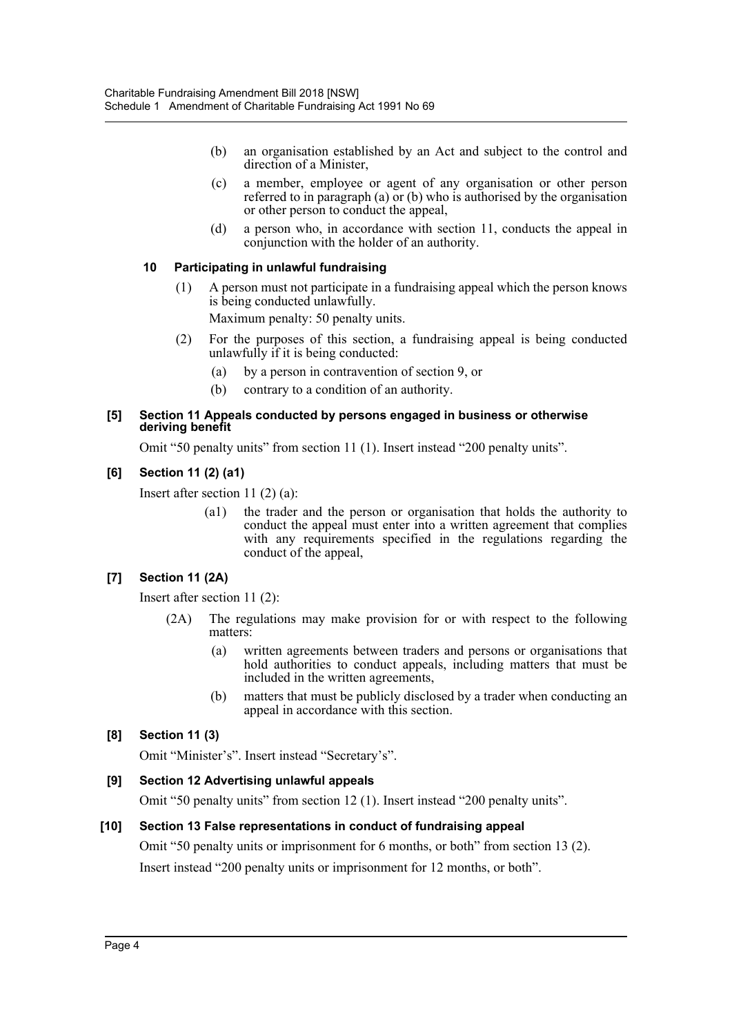(b) an organisation established by an Act and subject to the control and direction of a Minister,

(c) a member, employee or agent of any organisation or other person referred to in paragraph (a) or (b) who is authorised by the organisation or other person to conduct the appeal,

(d) a person who, in accordance with section 11, conducts the appeal in conjunction with the holder of an authority.

**10 Participating in unlawful fundraising**

(1) A person must not participate in a fundraising appeal which the person knows is being conducted unlawfully.

Maximum penalty: 50 penalty units.

(2) For the purposes of this section, a fundraising appeal is being conducted unlawfully if it is being conducted:

(a) by a person in contravention of section 9, or

(b) contrary to a condition of an authority.

**[5] Section 11 Appeals conducted by persons engaged in business or otherwise deriving benefit**

Omit "50 penalty units" from section 11 (1). Insert instead "200 penalty units".

**[6] Section 11 (2) (a1)**

Insert after section 11 (2) (a):

(a1) the trader and the person or organisation that holds the authority to conduct the appeal must enter into a written agreement that complies with any requirements specified in the regulations regarding the conduct of the appeal,

**[7] Section 11 (2A)**

Insert after section 11 (2):

(2A) The regulations may make provision for or with respect to the following matters:

(a) written agreements between traders and persons or organisations that hold authorities to conduct appeals, including matters that must be included in the written agreements,

(b) matters that must be publicly disclosed by a trader when conducting an appeal in accordance with this section.

**[8] Section 11 (3)**

Omit "Minister's". Insert instead "Secretary's".

**[9] Section 12 Advertising unlawful appeals**

Omit "50 penalty units" from section 12 (1). Insert instead "200 penalty units".

**[10] Section 13 False representations in conduct of fundraising appeal**

Omit "50 penalty units or imprisonment for 6 months, or both" from section 13 (2).

Insert instead "200 penalty units or imprisonment for 12 months, or both".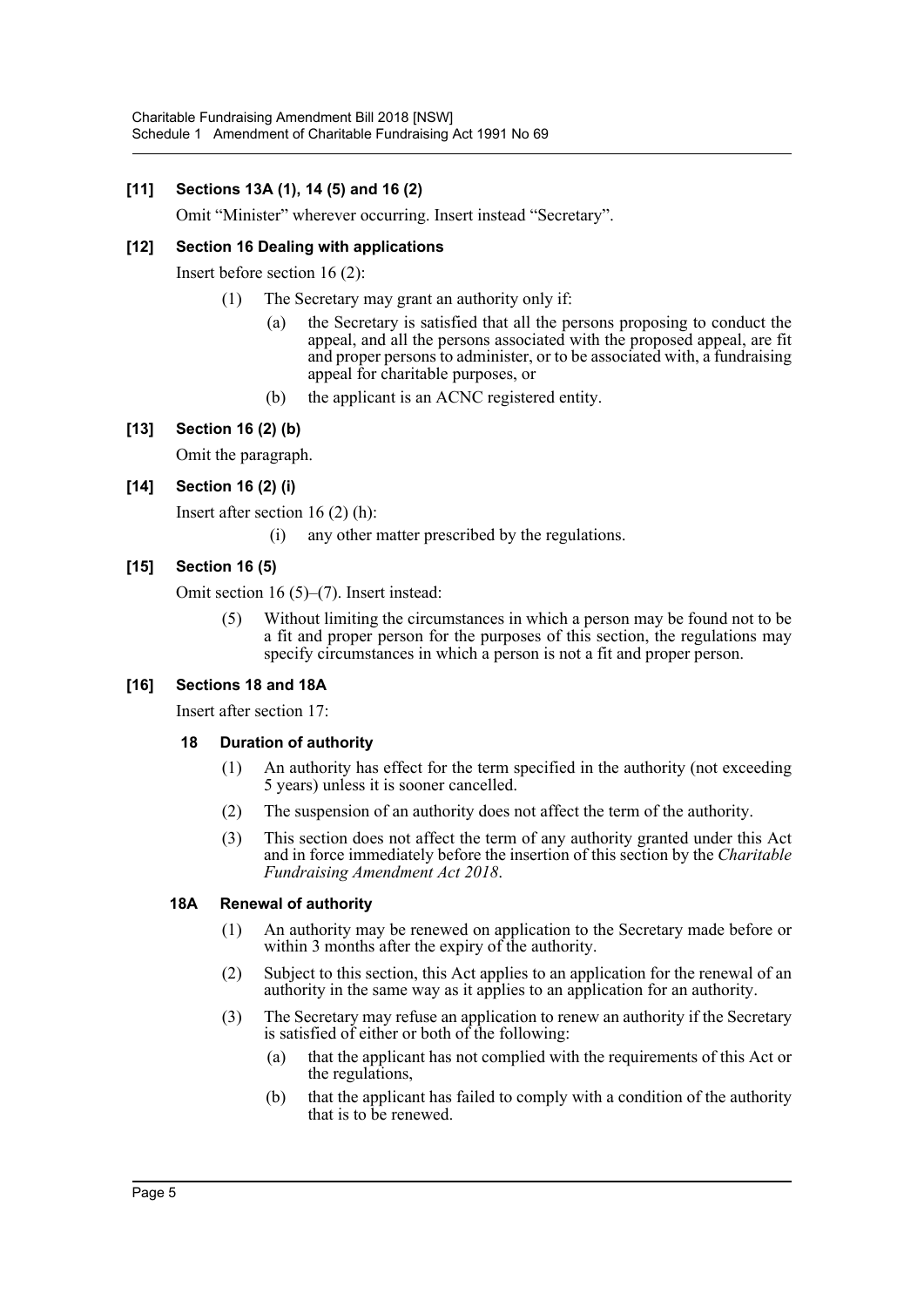**[11] Sections 13A (1), 14 (5) and 16 (2)**

Omit "Minister" wherever occurring. Insert instead "Secretary".

**[12] Section 16 Dealing with applications**

Insert before section 16 (2):

(1) The Secretary may grant an authority only if:

(a) the Secretary is satisfied that all the persons proposing to conduct the appeal, and all the persons associated with the proposed appeal, are fit and proper persons to administer, or to be associated with, a fundraising appeal for charitable purposes, or

(b) the applicant is an ACNC registered entity.

**[13] Section 16 (2) (b)**

Omit the paragraph.

**[14] Section 16 (2) (i)**

Insert after section 16 (2) (h):

(i) any other matter prescribed by the regulations.

**[15] Section 16 (5)**

Omit section 16 (5)–(7). Insert instead:

(5) Without limiting the circumstances in which a person may be found not to be a fit and proper person for the purposes of this section, the regulations may specify circumstances in which a person is not a fit and proper person.

**[16] Sections 18 and 18A**

Insert after section 17:

**18 Duration of authority**

(1) An authority has effect for the term specified in the authority (not exceeding 5 years) unless it is sooner cancelled.

(2) The suspension of an authority does not affect the term of the authority.

(3) This section does not affect the term of any authority granted under this Act and in force immediately before the insertion of this section by the *Charitable Fundraising Amendment Act 2018*.

**18A Renewal of authority**

(1) An authority may be renewed on application to the Secretary made before or within 3 months after the expiry of the authority.

(2) Subject to this section, this Act applies to an application for the renewal of an authority in the same way as it applies to an application for an authority.

(3) The Secretary may refuse an application to renew an authority if the Secretary is satisfied of either or both of the following:

(a) that the applicant has not complied with the requirements of this Act or the regulations,

(b) that the applicant has failed to comply with a condition of the authority that is to be renewed.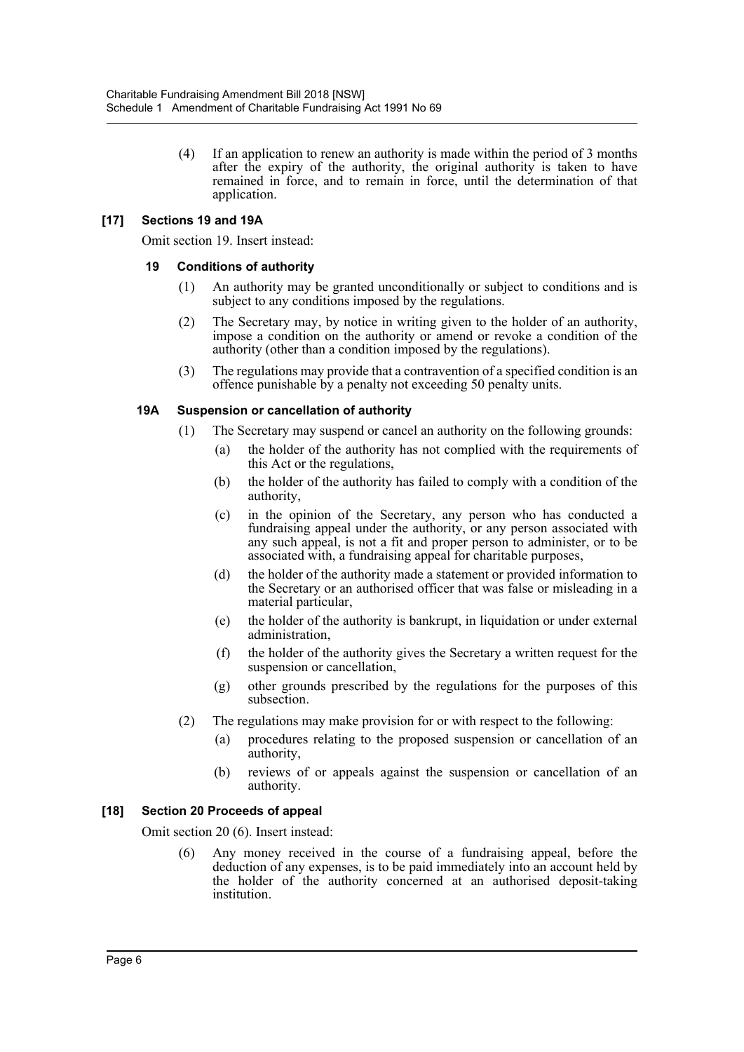(4) If an application to renew an authority is made within the period of 3 months after the expiry of the authority, the original authority is taken to have remained in force, and to remain in force, until the determination of that application.

### [17] Sections 19 and 19A

Omit section 19. Insert instead:

#### 19 Conditions of authority

(1) An authority may be granted unconditionally or subject to conditions and is subject to any conditions imposed by the regulations.

(2) The Secretary may, by notice in writing given to the holder of an authority, impose a condition on the authority or amend or revoke a condition of the authority (other than a condition imposed by the regulations).

(3) The regulations may provide that a contravention of a specified condition is an offence punishable by a penalty not exceeding 50 penalty units.

#### 19A Suspension or cancellation of authority

(1) The Secretary may suspend or cancel an authority on the following grounds:

(a) the holder of the authority has not complied with the requirements of this Act or the regulations,

(b) the holder of the authority has failed to comply with a condition of the authority,

(c) in the opinion of the Secretary, any person who has conducted a fundraising appeal under the authority, or any person associated with any such appeal, is not a fit and proper person to administer, or to be associated with, a fundraising appeal for charitable purposes,

(d) the holder of the authority made a statement or provided information to the Secretary or an authorised officer that was false or misleading in a material particular,

(e) the holder of the authority is bankrupt, in liquidation or under external administration,

(f) the holder of the authority gives the Secretary a written request for the suspension or cancellation,

(g) other grounds prescribed by the regulations for the purposes of this subsection.

(2) The regulations may make provision for or with respect to the following:

(a) procedures relating to the proposed suspension or cancellation of an authority,

(b) reviews of or appeals against the suspension or cancellation of an authority.

### [18] Section 20 Proceeds of appeal

Omit section 20 (6). Insert instead:

(6) Any money received in the course of a fundraising appeal, before the deduction of any expenses, is to be paid immediately into an account held by the holder of the authority concerned at an authorised deposit-taking institution.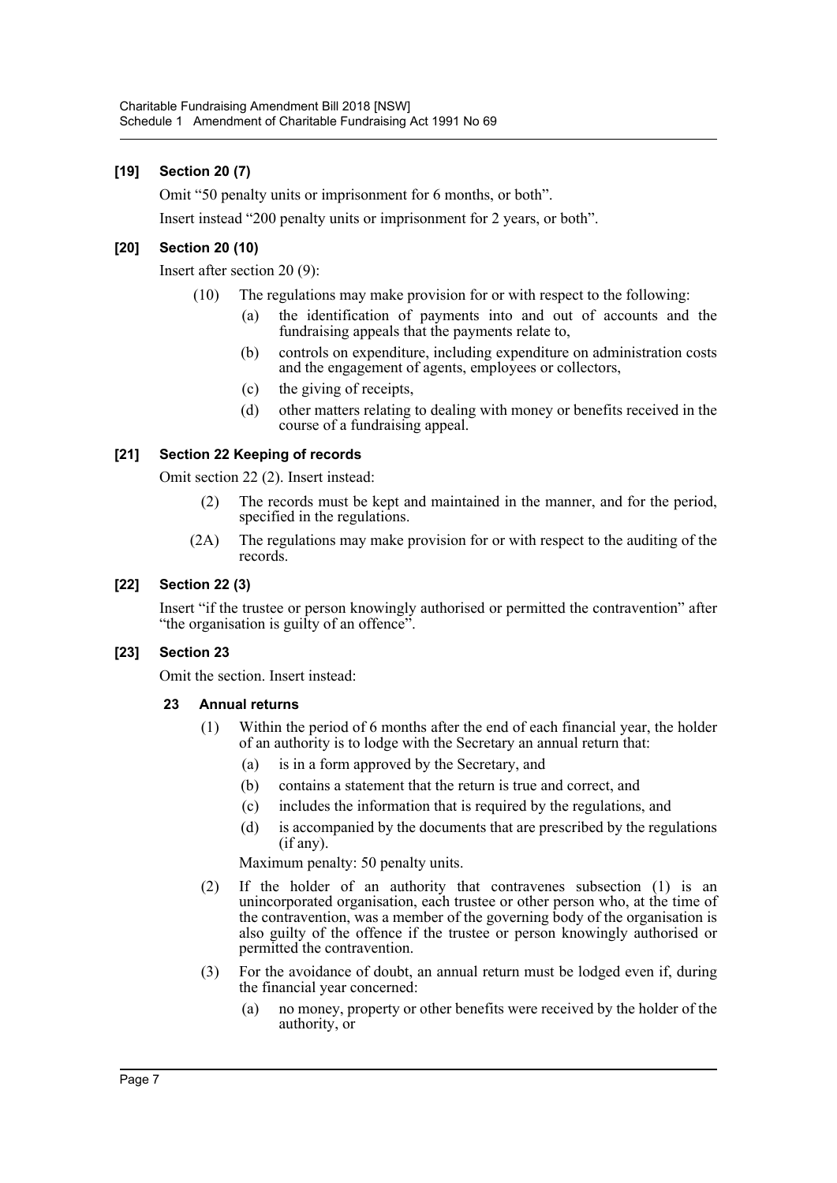### [19] Section 20 (7)

Omit "50 penalty units or imprisonment for 6 months, or both".

Insert instead "200 penalty units or imprisonment for 2 years, or both".

### [20] Section 20 (10)

Insert after section 20 (9):

(10) The regulations may make provision for or with respect to the following:

(a) the identification of payments into and out of accounts and the fundraising appeals that the payments relate to,

(b) controls on expenditure, including expenditure on administration costs and the engagement of agents, employees or collectors,

(c) the giving of receipts,

(d) other matters relating to dealing with money or benefits received in the course of a fundraising appeal.

### [21] Section 22 Keeping of records

Omit section 22 (2). Insert instead:

(2) The records must be kept and maintained in the manner, and for the period, specified in the regulations.

(2A) The regulations may make provision for or with respect to the auditing of the records.

### [22] Section 22 (3)

Insert "if the trustee or person knowingly authorised or permitted the contravention" after "the organisation is guilty of an offence".

### [23] Section 23

Omit the section. Insert instead:

**23 Annual returns**

(1) Within the period of 6 months after the end of each financial year, the holder of an authority is to lodge with the Secretary an annual return that:

(a) is in a form approved by the Secretary, and

(b) contains a statement that the return is true and correct, and

(c) includes the information that is required by the regulations, and

(d) is accompanied by the documents that are prescribed by the regulations (if any).

Maximum penalty: 50 penalty units.

(2) If the holder of an authority that contravenes subsection (1) is an unincorporated organisation, each trustee or other person who, at the time of the contravention, was a member of the governing body of the organisation is also guilty of the offence if the trustee or person knowingly authorised or permitted the contravention.

(3) For the avoidance of doubt, an annual return must be lodged even if, during the financial year concerned:

(a) no money, property or other benefits were received by the holder of the authority, or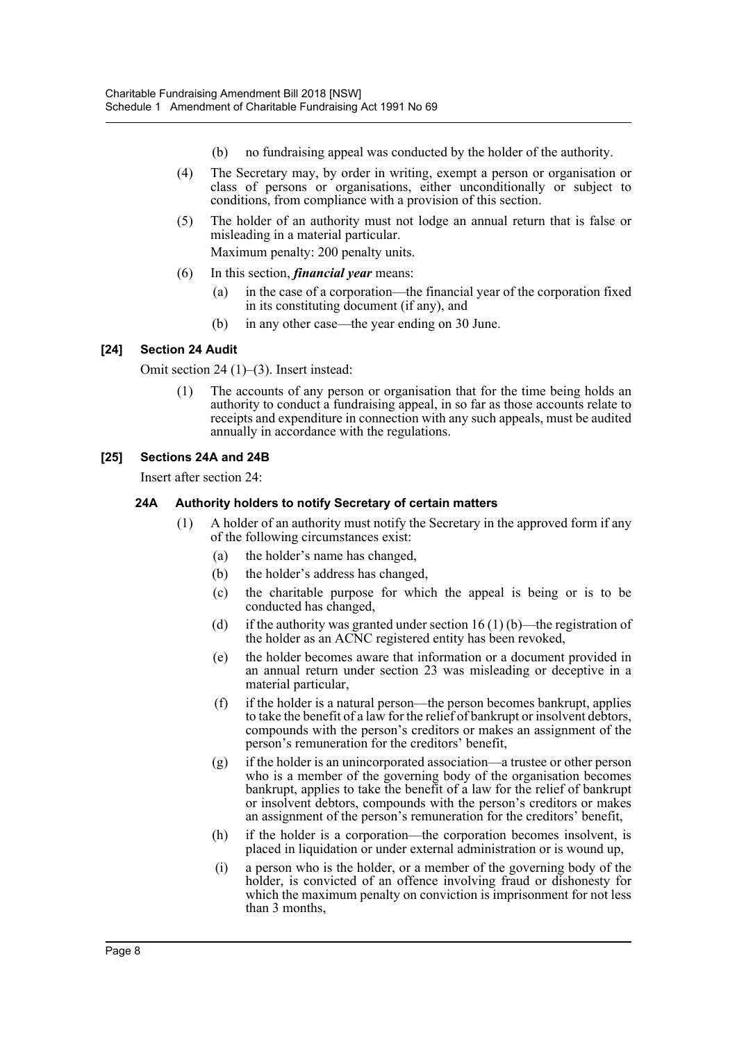(b) no fundraising appeal was conducted by the holder of the authority.

(4) The Secretary may, by order in writing, exempt a person or organisation or class of persons or organisations, either unconditionally or subject to conditions, from compliance with a provision of this section.

(5) The holder of an authority must not lodge an annual return that is false or misleading in a material particular.

Maximum penalty: 200 penalty units.

(6) In this section, ***financial year*** means:

(a) in the case of a corporation—the financial year of the corporation fixed in its constituting document (if any), and

(b) in any other case—the year ending on 30 June.

### [24] Section 24 Audit

Omit section 24 (1)–(3). Insert instead:

(1) The accounts of any person or organisation that for the time being holds an authority to conduct a fundraising appeal, in so far as those accounts relate to receipts and expenditure in connection with any such appeals, must be audited annually in accordance with the regulations.

### [25] Sections 24A and 24B

Insert after section 24:

#### 24A Authority holders to notify Secretary of certain matters

(1) A holder of an authority must notify the Secretary in the approved form if any of the following circumstances exist:

(a) the holder's name has changed,

(b) the holder's address has changed,

(c) the charitable purpose for which the appeal is being or is to be conducted has changed,

(d) if the authority was granted under section 16 (1) (b)—the registration of the holder as an ACNC registered entity has been revoked,

(e) the holder becomes aware that information or a document provided in an annual return under section 23 was misleading or deceptive in a material particular,

(f) if the holder is a natural person—the person becomes bankrupt, applies to take the benefit of a law for the relief of bankrupt or insolvent debtors, compounds with the person's creditors or makes an assignment of the person's remuneration for the creditors' benefit,

(g) if the holder is an unincorporated association—a trustee or other person who is a member of the governing body of the organisation becomes bankrupt, applies to take the benefit of a law for the relief of bankrupt or insolvent debtors, compounds with the person's creditors or makes an assignment of the person's remuneration for the creditors' benefit,

(h) if the holder is a corporation—the corporation becomes insolvent, is placed in liquidation or under external administration or is wound up,

(i) a person who is the holder, or a member of the governing body of the holder, is convicted of an offence involving fraud or dishonesty for which the maximum penalty on conviction is imprisonment for not less than 3 months,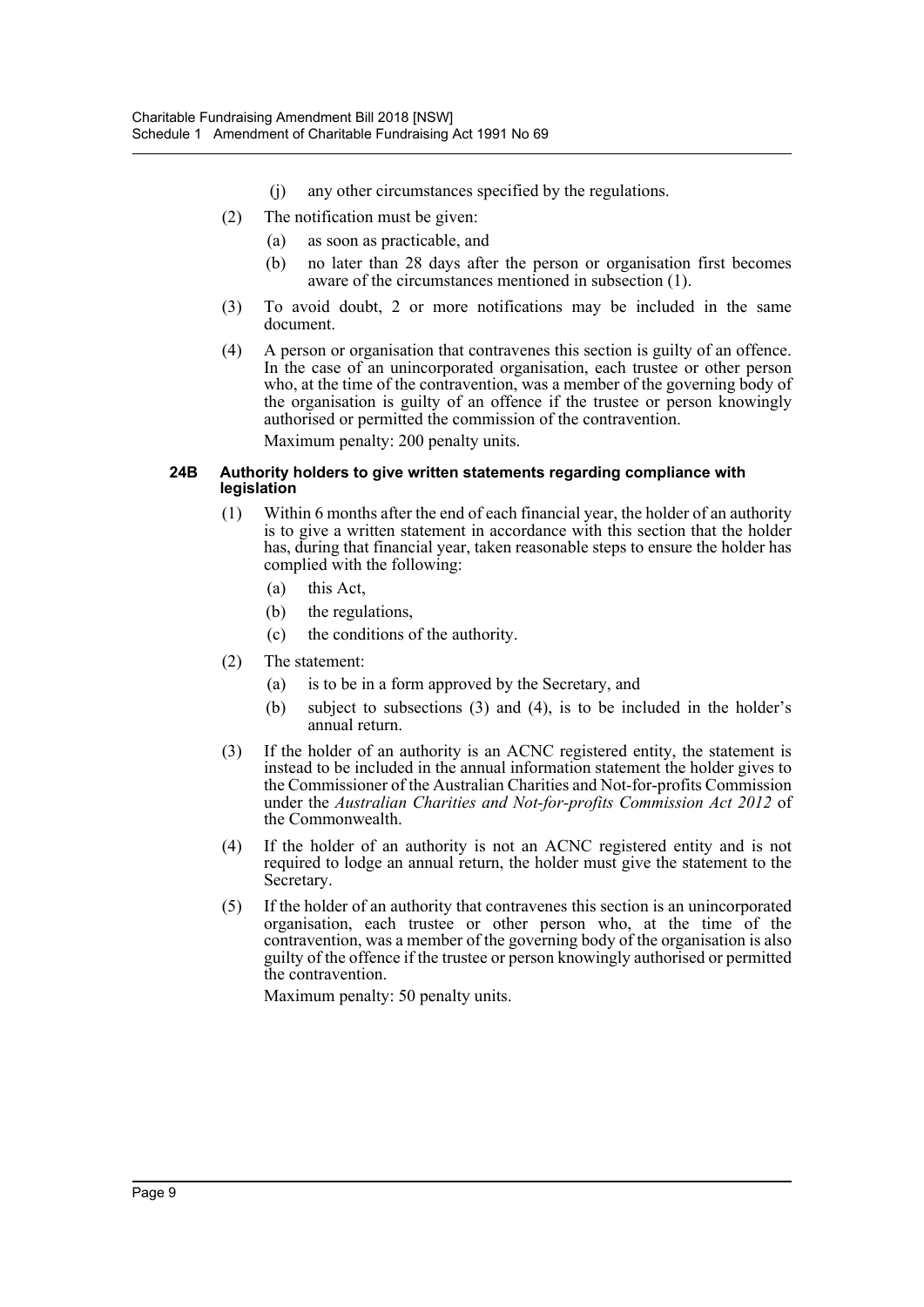(j) any other circumstances specified by the regulations.

(2) The notification must be given:

(a) as soon as practicable, and

(b) no later than 28 days after the person or organisation first becomes aware of the circumstances mentioned in subsection (1).

(3) To avoid doubt, 2 or more notifications may be included in the same document.

(4) A person or organisation that contravenes this section is guilty of an offence. In the case of an unincorporated organisation, each trustee or other person who, at the time of the contravention, was a member of the governing body of the organisation is guilty of an offence if the trustee or person knowingly authorised or permitted the commission of the contravention.

Maximum penalty: 200 penalty units.

**24B Authority holders to give written statements regarding compliance with legislation**

(1) Within 6 months after the end of each financial year, the holder of an authority is to give a written statement in accordance with this section that the holder has, during that financial year, taken reasonable steps to ensure the holder has complied with the following:

(a) this Act,

(b) the regulations,

(c) the conditions of the authority.

(2) The statement:

(a) is to be in a form approved by the Secretary, and

(b) subject to subsections (3) and (4), is to be included in the holder's annual return.

(3) If the holder of an authority is an ACNC registered entity, the statement is instead to be included in the annual information statement the holder gives to the Commissioner of the Australian Charities and Not-for-profits Commission under the *Australian Charities and Not-for-profits Commission Act 2012* of the Commonwealth.

(4) If the holder of an authority is not an ACNC registered entity and is not required to lodge an annual return, the holder must give the statement to the Secretary.

(5) If the holder of an authority that contravenes this section is an unincorporated organisation, each trustee or other person who, at the time of the contravention, was a member of the governing body of the organisation is also guilty of the offence if the trustee or person knowingly authorised or permitted the contravention.

Maximum penalty: 50 penalty units.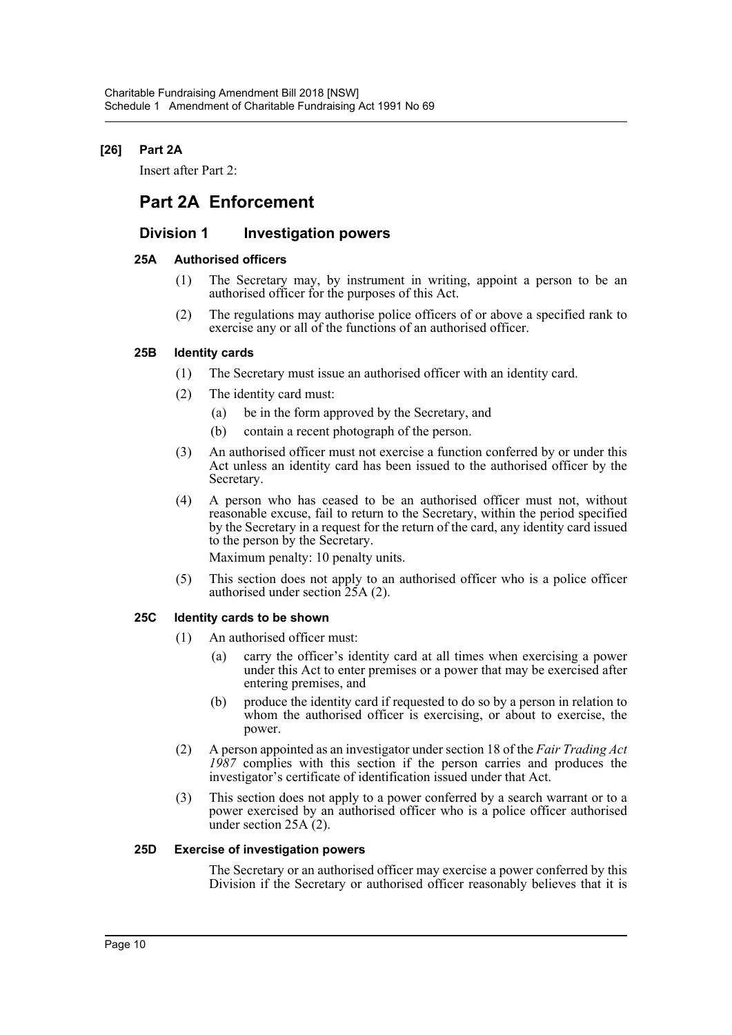**[26] Part 2A**

Insert after Part 2:

# Part 2A Enforcement

## Division 1 Investigation powers

### 25A Authorised officers

(1) The Secretary may, by instrument in writing, appoint a person to be an authorised officer for the purposes of this Act.

(2) The regulations may authorise police officers of or above a specified rank to exercise any or all of the functions of an authorised officer.

### 25B Identity cards

(1) The Secretary must issue an authorised officer with an identity card.

(2) The identity card must:

- (a) be in the form approved by the Secretary, and
- (b) contain a recent photograph of the person.

(3) An authorised officer must not exercise a function conferred by or under this Act unless an identity card has been issued to the authorised officer by the Secretary.

(4) A person who has ceased to be an authorised officer must not, without reasonable excuse, fail to return to the Secretary, within the period specified by the Secretary in a request for the return of the card, any identity card issued to the person by the Secretary.

Maximum penalty: 10 penalty units.

(5) This section does not apply to an authorised officer who is a police officer authorised under section 25A (2).

### 25C Identity cards to be shown

(1) An authorised officer must:

- (a) carry the officer's identity card at all times when exercising a power under this Act to enter premises or a power that may be exercised after entering premises, and
- (b) produce the identity card if requested to do so by a person in relation to whom the authorised officer is exercising, or about to exercise, the power.

(2) A person appointed as an investigator under section 18 of the *Fair Trading Act 1987* complies with this section if the person carries and produces the investigator's certificate of identification issued under that Act.

(3) This section does not apply to a power conferred by a search warrant or to a power exercised by an authorised officer who is a police officer authorised under section 25A (2).

### 25D Exercise of investigation powers

The Secretary or an authorised officer may exercise a power conferred by this Division if the Secretary or authorised officer reasonably believes that it is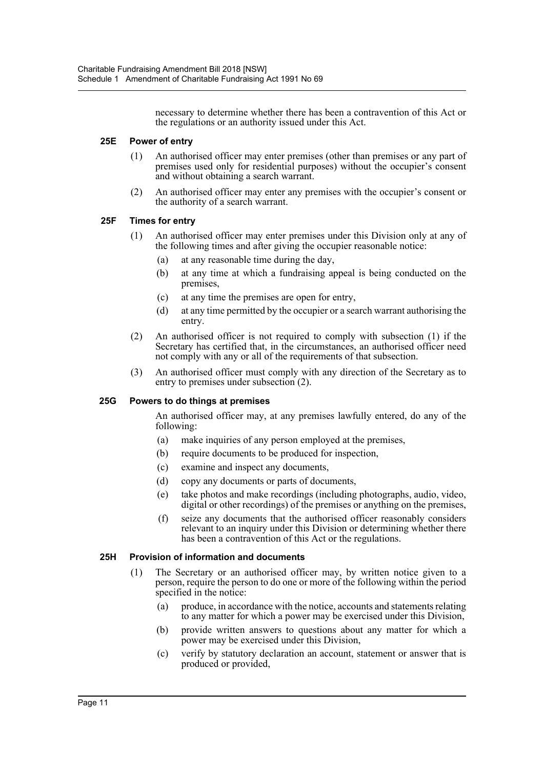necessary to determine whether there has been a contravention of this Act or the regulations or an authority issued under this Act.

### 25E Power of entry

(1) An authorised officer may enter premises (other than premises or any part of premises used only for residential purposes) without the occupier's consent and without obtaining a search warrant.

(2) An authorised officer may enter any premises with the occupier's consent or the authority of a search warrant.

### 25F Times for entry

(1) An authorised officer may enter premises under this Division only at any of the following times and after giving the occupier reasonable notice:

- (a) at any reasonable time during the day,
- (b) at any time at which a fundraising appeal is being conducted on the premises,
- (c) at any time the premises are open for entry,
- (d) at any time permitted by the occupier or a search warrant authorising the entry.

(2) An authorised officer is not required to comply with subsection (1) if the Secretary has certified that, in the circumstances, an authorised officer need not comply with any or all of the requirements of that subsection.

(3) An authorised officer must comply with any direction of the Secretary as to entry to premises under subsection (2).

### 25G Powers to do things at premises

An authorised officer may, at any premises lawfully entered, do any of the following:

- (a) make inquiries of any person employed at the premises,
- (b) require documents to be produced for inspection,
- (c) examine and inspect any documents,
- (d) copy any documents or parts of documents,
- (e) take photos and make recordings (including photographs, audio, video, digital or other recordings) of the premises or anything on the premises,
- (f) seize any documents that the authorised officer reasonably considers relevant to an inquiry under this Division or determining whether there has been a contravention of this Act or the regulations.

### 25H Provision of information and documents

(1) The Secretary or an authorised officer may, by written notice given to a person, require the person to do one or more of the following within the period specified in the notice:

- (a) produce, in accordance with the notice, accounts and statements relating to any matter for which a power may be exercised under this Division,
- (b) provide written answers to questions about any matter for which a power may be exercised under this Division,
- (c) verify by statutory declaration an account, statement or answer that is produced or provided,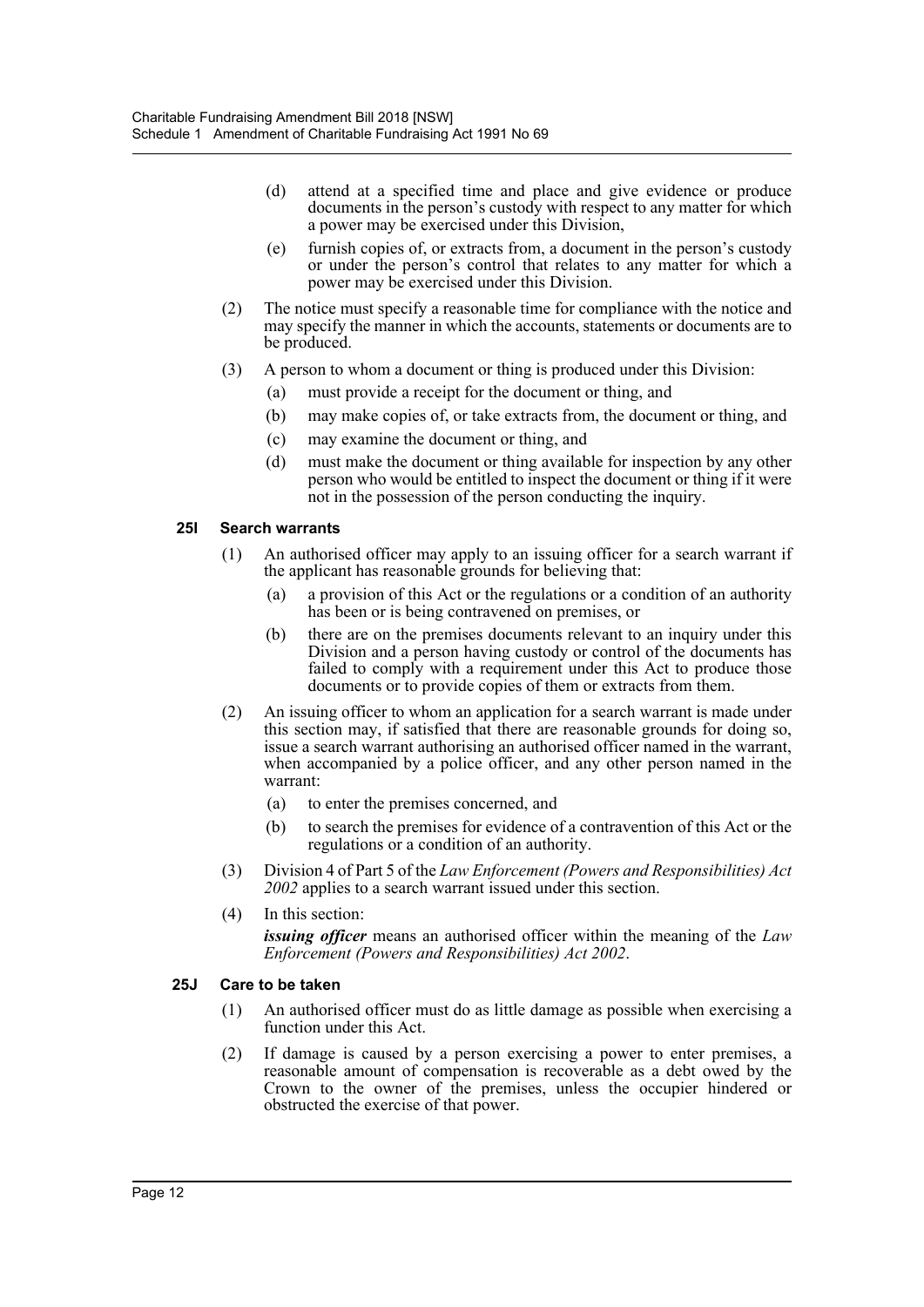(d) attend at a specified time and place and give evidence or produce documents in the person's custody with respect to any matter for which a power may be exercised under this Division,

(e) furnish copies of, or extracts from, a document in the person's custody or under the person's control that relates to any matter for which a power may be exercised under this Division.

(2) The notice must specify a reasonable time for compliance with the notice and may specify the manner in which the accounts, statements or documents are to be produced.

(3) A person to whom a document or thing is produced under this Division:

(a) must provide a receipt for the document or thing, and

(b) may make copies of, or take extracts from, the document or thing, and

(c) may examine the document or thing, and

(d) must make the document or thing available for inspection by any other person who would be entitled to inspect the document or thing if it were not in the possession of the person conducting the inquiry.

**25I Search warrants**

(1) An authorised officer may apply to an issuing officer for a search warrant if the applicant has reasonable grounds for believing that:

(a) a provision of this Act or the regulations or a condition of an authority has been or is being contravened on premises, or

(b) there are on the premises documents relevant to an inquiry under this Division and a person having custody or control of the documents has failed to comply with a requirement under this Act to produce those documents or to provide copies of them or extracts from them.

(2) An issuing officer to whom an application for a search warrant is made under this section may, if satisfied that there are reasonable grounds for doing so, issue a search warrant authorising an authorised officer named in the warrant, when accompanied by a police officer, and any other person named in the warrant:

(a) to enter the premises concerned, and

(b) to search the premises for evidence of a contravention of this Act or the regulations or a condition of an authority.

(3) Division 4 of Part 5 of the *Law Enforcement (Powers and Responsibilities) Act 2002* applies to a search warrant issued under this section.

(4) In this section:

***issuing officer*** means an authorised officer within the meaning of the *Law Enforcement (Powers and Responsibilities) Act 2002*.

**25J Care to be taken**

(1) An authorised officer must do as little damage as possible when exercising a function under this Act.

(2) If damage is caused by a person exercising a power to enter premises, a reasonable amount of compensation is recoverable as a debt owed by the Crown to the owner of the premises, unless the occupier hindered or obstructed the exercise of that power.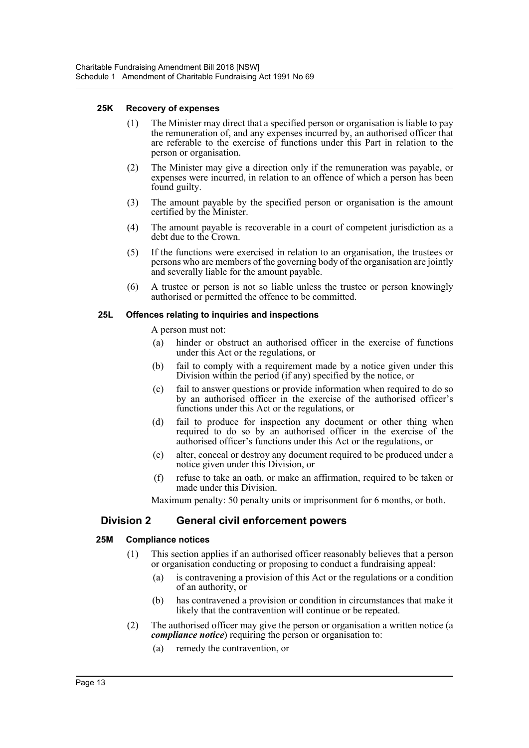#### 25K Recovery of expenses

(1) The Minister may direct that a specified person or organisation is liable to pay the remuneration of, and any expenses incurred by, an authorised officer that are referable to the exercise of functions under this Part in relation to the person or organisation.

(2) The Minister may give a direction only if the remuneration was payable, or expenses were incurred, in relation to an offence of which a person has been found guilty.

(3) The amount payable by the specified person or organisation is the amount certified by the Minister.

(4) The amount payable is recoverable in a court of competent jurisdiction as a debt due to the Crown.

(5) If the functions were exercised in relation to an organisation, the trustees or persons who are members of the governing body of the organisation are jointly and severally liable for the amount payable.

(6) A trustee or person is not so liable unless the trustee or person knowingly authorised or permitted the offence to be committed.

#### 25L Offences relating to inquiries and inspections

A person must not:

(a) hinder or obstruct an authorised officer in the exercise of functions under this Act or the regulations, or

(b) fail to comply with a requirement made by a notice given under this Division within the period (if any) specified by the notice, or

(c) fail to answer questions or provide information when required to do so by an authorised officer in the exercise of the authorised officer's functions under this Act or the regulations, or

(d) fail to produce for inspection any document or other thing when required to do so by an authorised officer in the exercise of the authorised officer's functions under this Act or the regulations, or

(e) alter, conceal or destroy any document required to be produced under a notice given under this Division, or

(f) refuse to take an oath, or make an affirmation, required to be taken or made under this Division.

Maximum penalty: 50 penalty units or imprisonment for 6 months, or both.

### Division 2 General civil enforcement powers

#### 25M Compliance notices

(1) This section applies if an authorised officer reasonably believes that a person or organisation conducting or proposing to conduct a fundraising appeal:

(a) is contravening a provision of this Act or the regulations or a condition of an authority, or

(b) has contravened a provision or condition in circumstances that make it likely that the contravention will continue or be repeated.

(2) The authorised officer may give the person or organisation a written notice (a ***compliance notice***) requiring the person or organisation to:

(a) remedy the contravention, or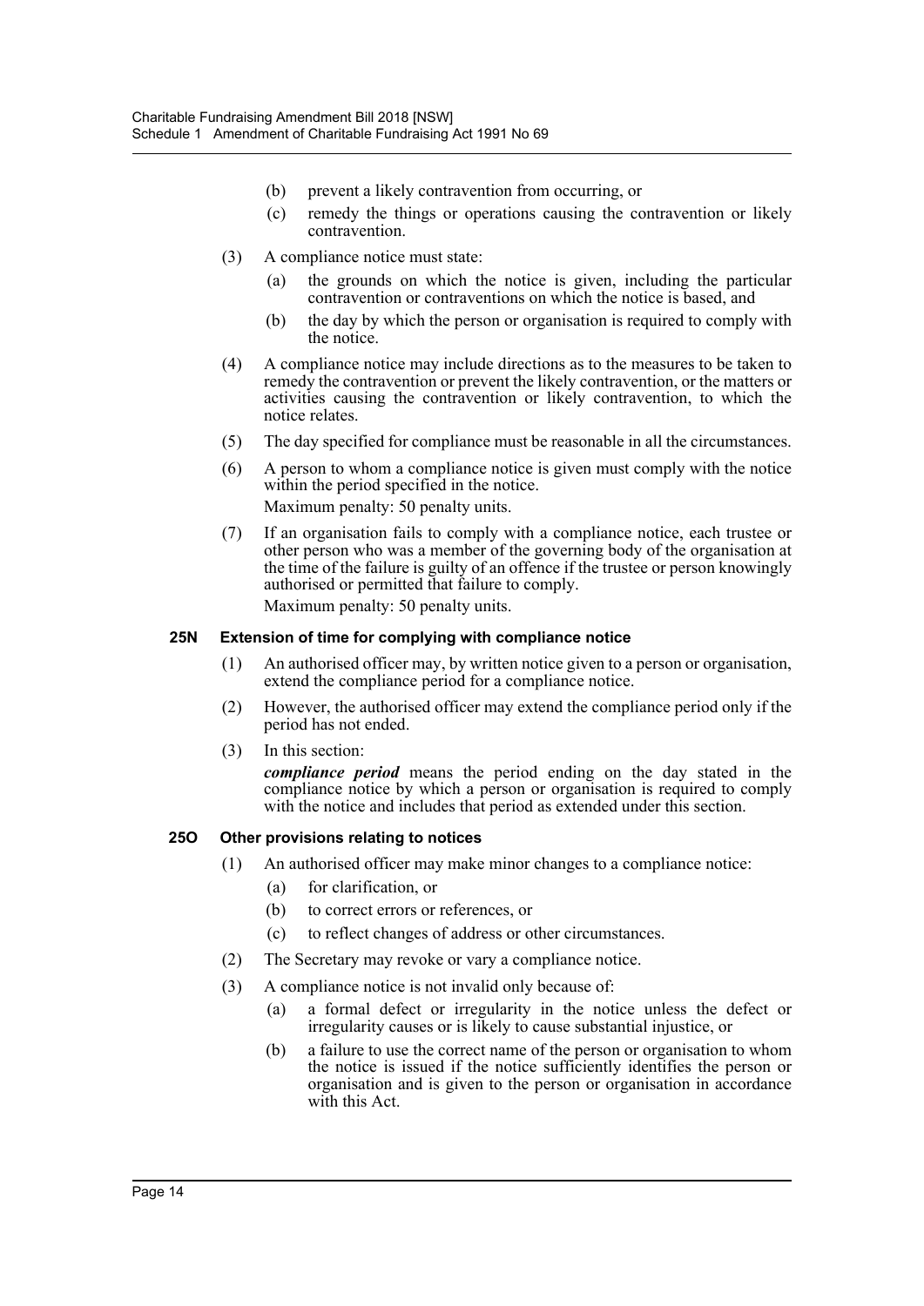(b) prevent a likely contravention from occurring, or

(c) remedy the things or operations causing the contravention or likely contravention.

(3) A compliance notice must state:

(a) the grounds on which the notice is given, including the particular contravention or contraventions on which the notice is based, and

(b) the day by which the person or organisation is required to comply with the notice.

(4) A compliance notice may include directions as to the measures to be taken to remedy the contravention or prevent the likely contravention, or the matters or activities causing the contravention or likely contravention, to which the notice relates.

(5) The day specified for compliance must be reasonable in all the circumstances.

(6) A person to whom a compliance notice is given must comply with the notice within the period specified in the notice.

Maximum penalty: 50 penalty units.

(7) If an organisation fails to comply with a compliance notice, each trustee or other person who was a member of the governing body of the organisation at the time of the failure is guilty of an offence if the trustee or person knowingly authorised or permitted that failure to comply.

Maximum penalty: 50 penalty units.

#### 25N Extension of time for complying with compliance notice

(1) An authorised officer may, by written notice given to a person or organisation, extend the compliance period for a compliance notice.

(2) However, the authorised officer may extend the compliance period only if the period has not ended.

(3) In this section:

***compliance period*** means the period ending on the day stated in the compliance notice by which a person or organisation is required to comply with the notice and includes that period as extended under this section.

#### 25O Other provisions relating to notices

(1) An authorised officer may make minor changes to a compliance notice:

(a) for clarification, or

(b) to correct errors or references, or

(c) to reflect changes of address or other circumstances.

(2) The Secretary may revoke or vary a compliance notice.

(3) A compliance notice is not invalid only because of:

(a) a formal defect or irregularity in the notice unless the defect or irregularity causes or is likely to cause substantial injustice, or

(b) a failure to use the correct name of the person or organisation to whom the notice is issued if the notice sufficiently identifies the person or organisation and is given to the person or organisation in accordance with this Act.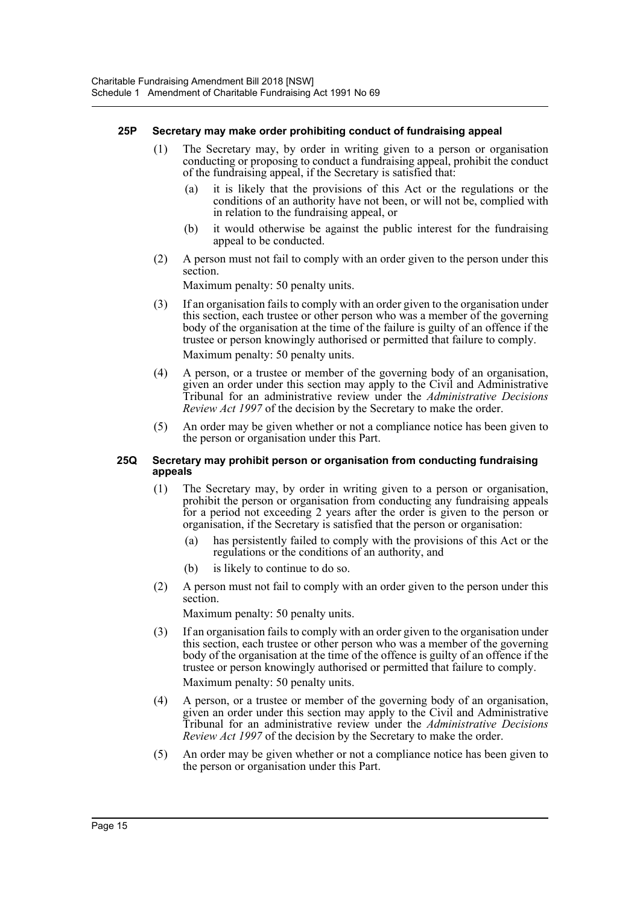#### 25P Secretary may make order prohibiting conduct of fundraising appeal

(1) The Secretary may, by order in writing given to a person or organisation conducting or proposing to conduct a fundraising appeal, prohibit the conduct of the fundraising appeal, if the Secretary is satisfied that:

(a) it is likely that the provisions of this Act or the regulations or the conditions of an authority have not been, or will not be, complied with in relation to the fundraising appeal, or

(b) it would otherwise be against the public interest for the fundraising appeal to be conducted.

(2) A person must not fail to comply with an order given to the person under this section.

Maximum penalty: 50 penalty units.

(3) If an organisation fails to comply with an order given to the organisation under this section, each trustee or other person who was a member of the governing body of the organisation at the time of the failure is guilty of an offence if the trustee or person knowingly authorised or permitted that failure to comply.

Maximum penalty: 50 penalty units.

(4) A person, or a trustee or member of the governing body of an organisation, given an order under this section may apply to the Civil and Administrative Tribunal for an administrative review under the *Administrative Decisions Review Act 1997* of the decision by the Secretary to make the order.

(5) An order may be given whether or not a compliance notice has been given to the person or organisation under this Part.

#### 25Q Secretary may prohibit person or organisation from conducting fundraising appeals

(1) The Secretary may, by order in writing given to a person or organisation, prohibit the person or organisation from conducting any fundraising appeals for a period not exceeding 2 years after the order is given to the person or organisation, if the Secretary is satisfied that the person or organisation:

(a) has persistently failed to comply with the provisions of this Act or the regulations or the conditions of an authority, and

(b) is likely to continue to do so.

(2) A person must not fail to comply with an order given to the person under this section.

Maximum penalty: 50 penalty units.

(3) If an organisation fails to comply with an order given to the organisation under this section, each trustee or other person who was a member of the governing body of the organisation at the time of the offence is guilty of an offence if the trustee or person knowingly authorised or permitted that failure to comply.

Maximum penalty: 50 penalty units.

(4) A person, or a trustee or member of the governing body of an organisation, given an order under this section may apply to the Civil and Administrative Tribunal for an administrative review under the *Administrative Decisions Review Act 1997* of the decision by the Secretary to make the order.

(5) An order may be given whether or not a compliance notice has been given to the person or organisation under this Part.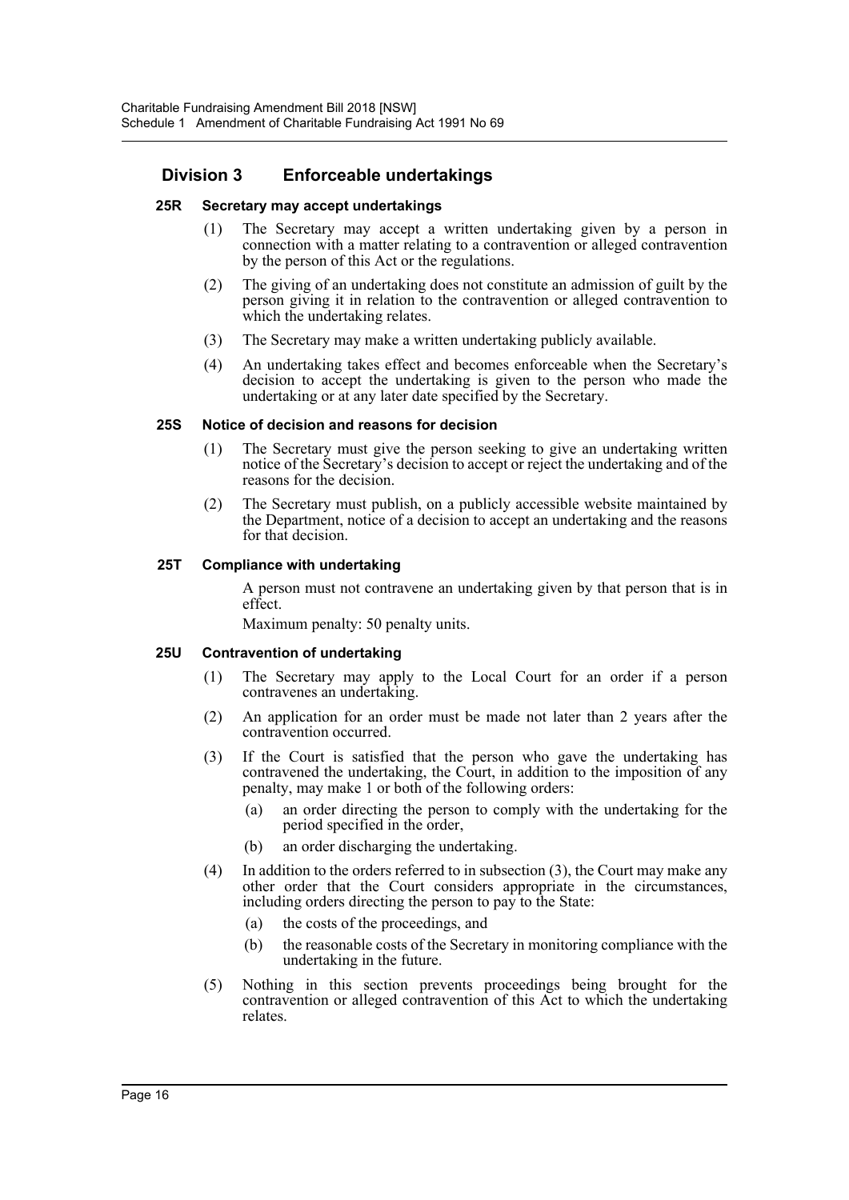## Division 3 Enforceable undertakings

### 25R Secretary may accept undertakings

(1) The Secretary may accept a written undertaking given by a person in connection with a matter relating to a contravention or alleged contravention by the person of this Act or the regulations.

(2) The giving of an undertaking does not constitute an admission of guilt by the person giving it in relation to the contravention or alleged contravention to which the undertaking relates.

(3) The Secretary may make a written undertaking publicly available.

(4) An undertaking takes effect and becomes enforceable when the Secretary's decision to accept the undertaking is given to the person who made the undertaking or at any later date specified by the Secretary.

### 25S Notice of decision and reasons for decision

(1) The Secretary must give the person seeking to give an undertaking written notice of the Secretary's decision to accept or reject the undertaking and of the reasons for the decision.

(2) The Secretary must publish, on a publicly accessible website maintained by the Department, notice of a decision to accept an undertaking and the reasons for that decision.

### 25T Compliance with undertaking

A person must not contravene an undertaking given by that person that is in effect.

Maximum penalty: 50 penalty units.

### 25U Contravention of undertaking

(1) The Secretary may apply to the Local Court for an order if a person contravenes an undertaking.

(2) An application for an order must be made not later than 2 years after the contravention occurred.

(3) If the Court is satisfied that the person who gave the undertaking has contravened the undertaking, the Court, in addition to the imposition of any penalty, may make 1 or both of the following orders:

(a) an order directing the person to comply with the undertaking for the period specified in the order,

(b) an order discharging the undertaking.

(4) In addition to the orders referred to in subsection (3), the Court may make any other order that the Court considers appropriate in the circumstances, including orders directing the person to pay to the State:

(a) the costs of the proceedings, and

(b) the reasonable costs of the Secretary in monitoring compliance with the undertaking in the future.

(5) Nothing in this section prevents proceedings being brought for the contravention or alleged contravention of this Act to which the undertaking relates.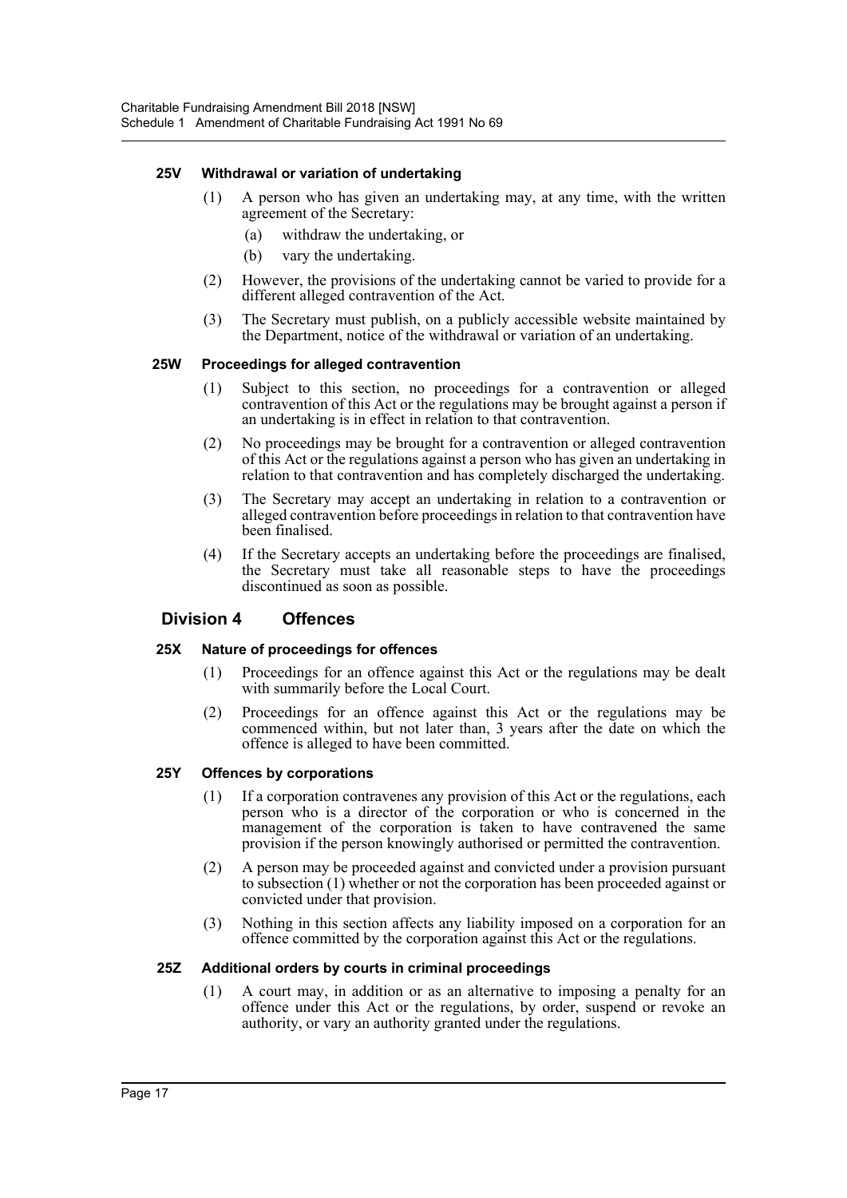#### 25V Withdrawal or variation of undertaking

(1) A person who has given an undertaking may, at any time, with the written agreement of the Secretary:

(a) withdraw the undertaking, or

(b) vary the undertaking.

(2) However, the provisions of the undertaking cannot be varied to provide for a different alleged contravention of the Act.

(3) The Secretary must publish, on a publicly accessible website maintained by the Department, notice of the withdrawal or variation of an undertaking.

#### 25W Proceedings for alleged contravention

(1) Subject to this section, no proceedings for a contravention or alleged contravention of this Act or the regulations may be brought against a person if an undertaking is in effect in relation to that contravention.

(2) No proceedings may be brought for a contravention or alleged contravention of this Act or the regulations against a person who has given an undertaking in relation to that contravention and has completely discharged the undertaking.

(3) The Secretary may accept an undertaking in relation to a contravention or alleged contravention before proceedings in relation to that contravention have been finalised.

(4) If the Secretary accepts an undertaking before the proceedings are finalised, the Secretary must take all reasonable steps to have the proceedings discontinued as soon as possible.

### Division 4 Offences

#### 25X Nature of proceedings for offences

(1) Proceedings for an offence against this Act or the regulations may be dealt with summarily before the Local Court.

(2) Proceedings for an offence against this Act or the regulations may be commenced within, but not later than, 3 years after the date on which the offence is alleged to have been committed.

#### 25Y Offences by corporations

(1) If a corporation contravenes any provision of this Act or the regulations, each person who is a director of the corporation or who is concerned in the management of the corporation is taken to have contravened the same provision if the person knowingly authorised or permitted the contravention.

(2) A person may be proceeded against and convicted under a provision pursuant to subsection (1) whether or not the corporation has been proceeded against or convicted under that provision.

(3) Nothing in this section affects any liability imposed on a corporation for an offence committed by the corporation against this Act or the regulations.

#### 25Z Additional orders by courts in criminal proceedings

(1) A court may, in addition or as an alternative to imposing a penalty for an offence under this Act or the regulations, by order, suspend or revoke an authority, or vary an authority granted under the regulations.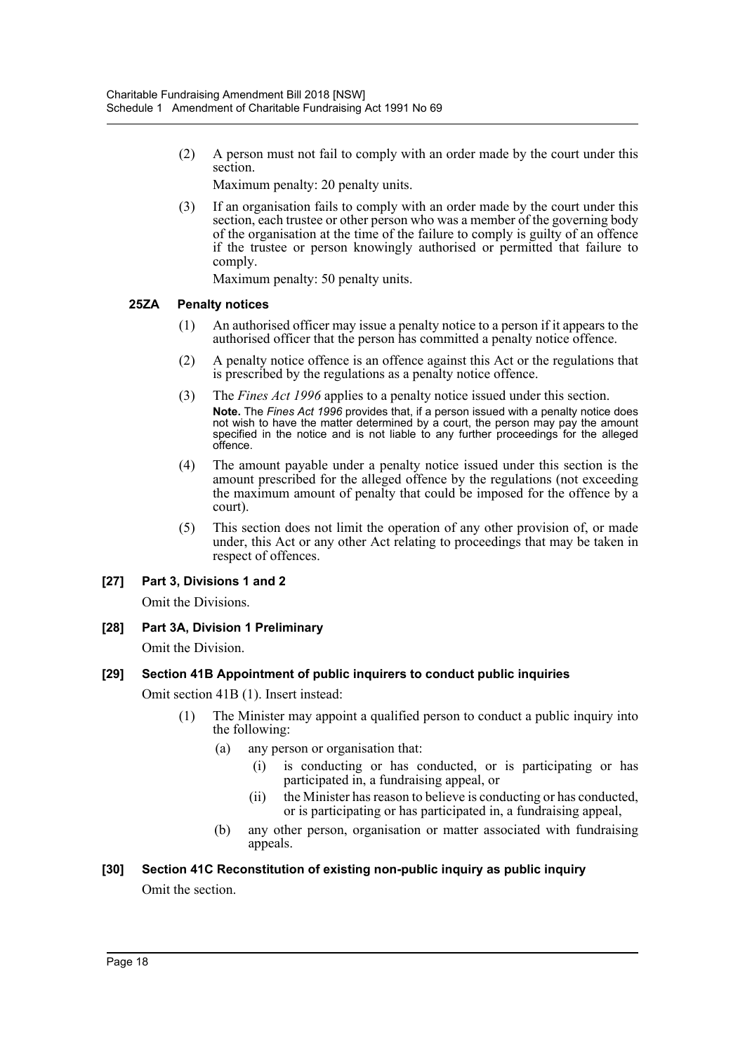(2) A person must not fail to comply with an order made by the court under this section.

Maximum penalty: 20 penalty units.

(3) If an organisation fails to comply with an order made by the court under this section, each trustee or other person who was a member of the governing body of the organisation at the time of the failure to comply is guilty of an offence if the trustee or person knowingly authorised or permitted that failure to comply.

Maximum penalty: 50 penalty units.

#### 25ZA Penalty notices

(1) An authorised officer may issue a penalty notice to a person if it appears to the authorised officer that the person has committed a penalty notice offence.

(2) A penalty notice offence is an offence against this Act or the regulations that is prescribed by the regulations as a penalty notice offence.

(3) The *Fines Act 1996* applies to a penalty notice issued under this section.

**Note.** The *Fines Act 1996* provides that, if a person issued with a penalty notice does not wish to have the matter determined by a court, the person may pay the amount specified in the notice and is not liable to any further proceedings for the alleged offence.

(4) The amount payable under a penalty notice issued under this section is the amount prescribed for the alleged offence by the regulations (not exceeding the maximum amount of penalty that could be imposed for the offence by a court).

(5) This section does not limit the operation of any other provision of, or made under, this Act or any other Act relating to proceedings that may be taken in respect of offences.

### [27] Part 3, Divisions 1 and 2

Omit the Divisions.

### [28] Part 3A, Division 1 Preliminary

Omit the Division.

### [29] Section 41B Appointment of public inquirers to conduct public inquiries

Omit section 41B (1). Insert instead:

(1) The Minister may appoint a qualified person to conduct a public inquiry into the following:

(a) any person or organisation that:

(i) is conducting or has conducted, or is participating or has participated in, a fundraising appeal, or

(ii) the Minister has reason to believe is conducting or has conducted, or is participating or has participated in, a fundraising appeal,

(b) any other person, organisation or matter associated with fundraising appeals.

### [30] Section 41C Reconstitution of existing non-public inquiry as public inquiry

Omit the section.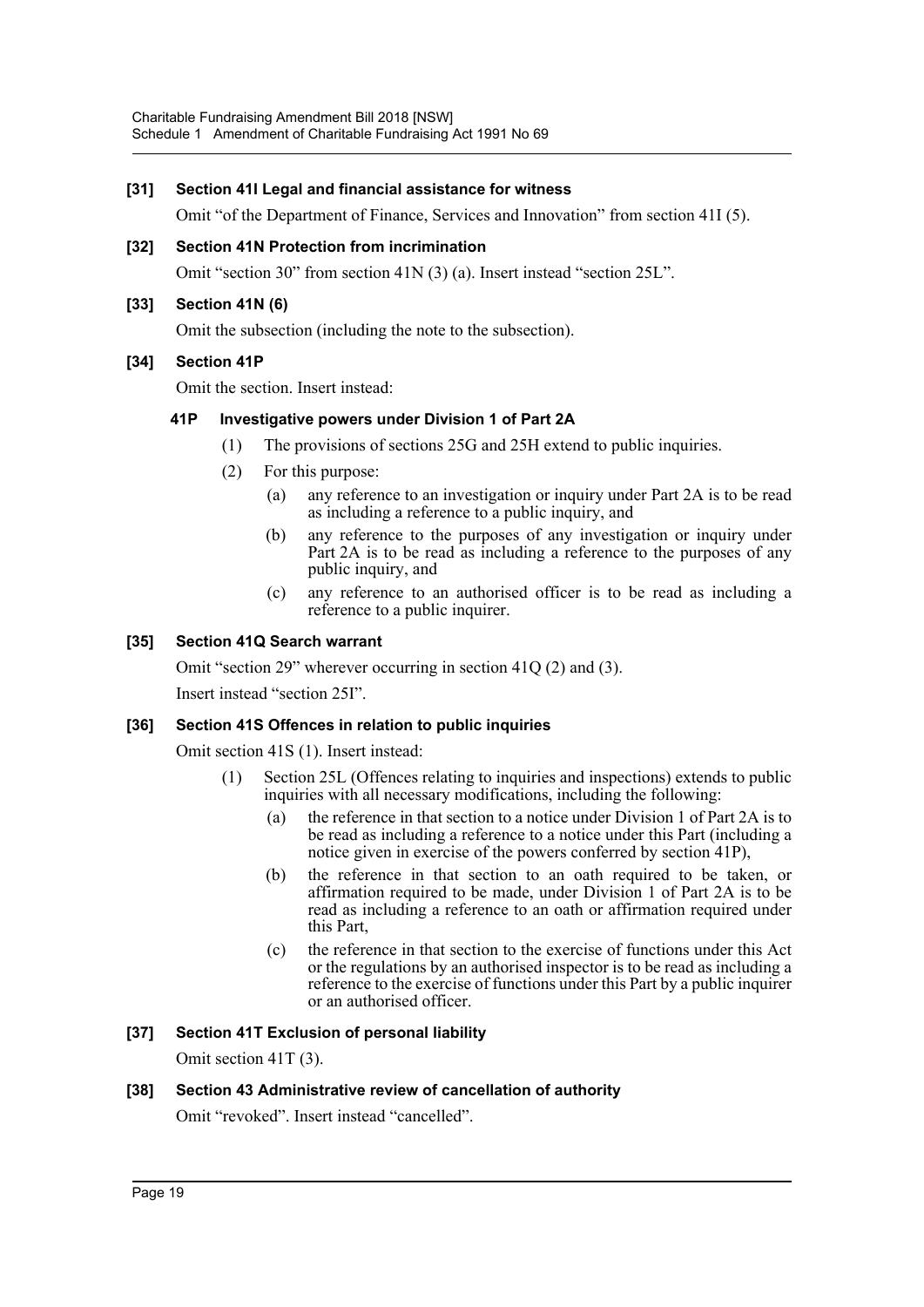**[31] Section 41I Legal and financial assistance for witness**

Omit "of the Department of Finance, Services and Innovation" from section 41I (5).

**[32] Section 41N Protection from incrimination**

Omit "section 30" from section 41N (3) (a). Insert instead "section 25L".

**[33] Section 41N (6)**

Omit the subsection (including the note to the subsection).

**[34] Section 41P**

Omit the section. Insert instead:

**41P Investigative powers under Division 1 of Part 2A**

(1) The provisions of sections 25G and 25H extend to public inquiries.

(2) For this purpose:

(a) any reference to an investigation or inquiry under Part 2A is to be read as including a reference to a public inquiry, and

(b) any reference to the purposes of any investigation or inquiry under Part 2A is to be read as including a reference to the purposes of any public inquiry, and

(c) any reference to an authorised officer is to be read as including a reference to a public inquirer.

**[35] Section 41Q Search warrant**

Omit "section 29" wherever occurring in section 41Q (2) and (3).

Insert instead "section 25I".

**[36] Section 41S Offences in relation to public inquiries**

Omit section 41S (1). Insert instead:

(1) Section 25L (Offences relating to inquiries and inspections) extends to public inquiries with all necessary modifications, including the following:

(a) the reference in that section to a notice under Division 1 of Part 2A is to be read as including a reference to a notice under this Part (including a notice given in exercise of the powers conferred by section 41P),

(b) the reference in that section to an oath required to be taken, or affirmation required to be made, under Division 1 of Part 2A is to be read as including a reference to an oath or affirmation required under this Part,

(c) the reference in that section to the exercise of functions under this Act or the regulations by an authorised inspector is to be read as including a reference to the exercise of functions under this Part by a public inquirer or an authorised officer.

**[37] Section 41T Exclusion of personal liability**

Omit section 41T (3).

**[38] Section 43 Administrative review of cancellation of authority**

Omit "revoked". Insert instead "cancelled".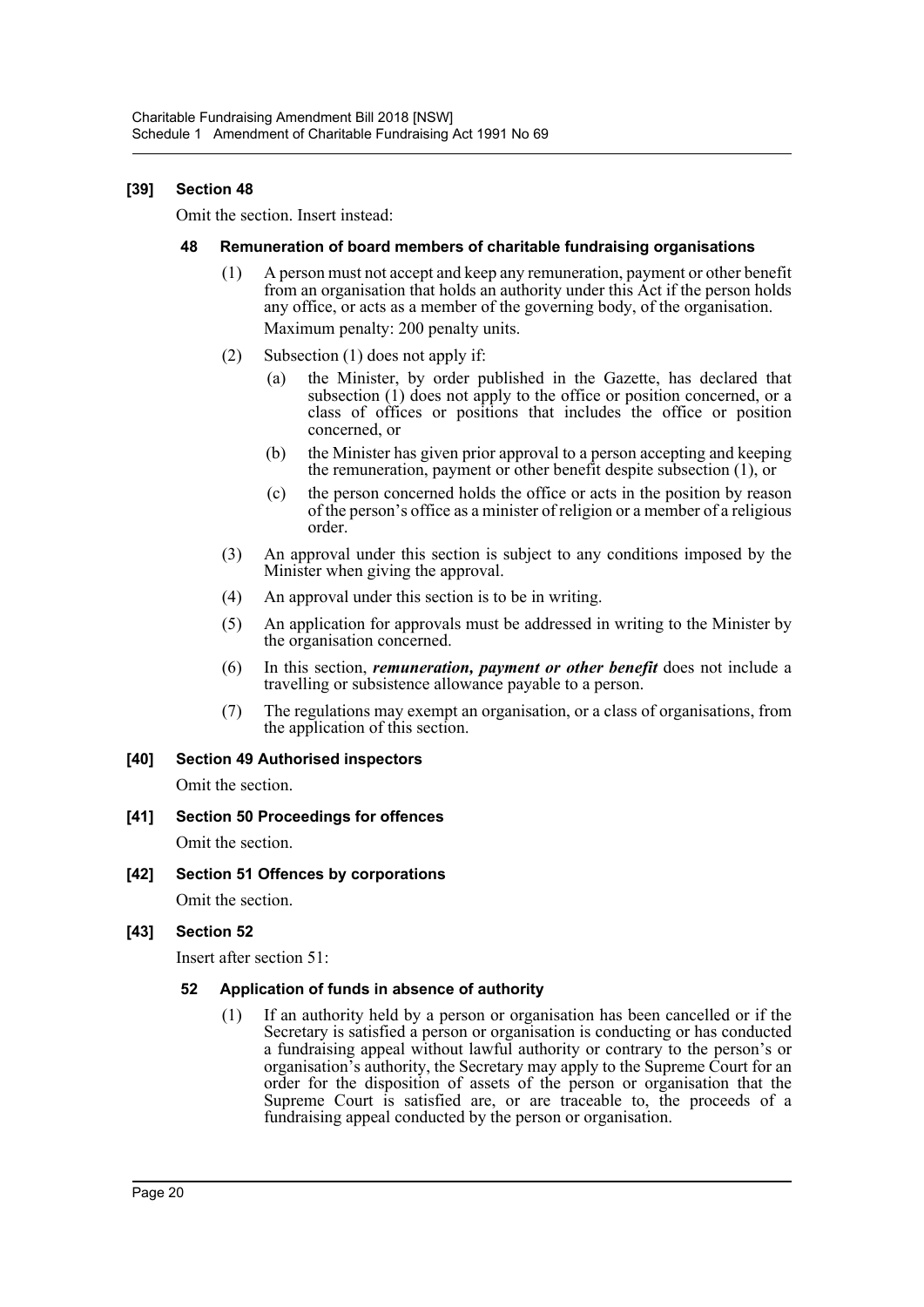**[39] Section 48**

Omit the section. Insert instead:

**48 Remuneration of board members of charitable fundraising organisations**

(1) A person must not accept and keep any remuneration, payment or other benefit from an organisation that holds an authority under this Act if the person holds any office, or acts as a member of the governing body, of the organisation.

Maximum penalty: 200 penalty units.

(2) Subsection (1) does not apply if:

(a) the Minister, by order published in the Gazette, has declared that subsection (1) does not apply to the office or position concerned, or a class of offices or positions that includes the office or position concerned, or

(b) the Minister has given prior approval to a person accepting and keeping the remuneration, payment or other benefit despite subsection (1), or

(c) the person concerned holds the office or acts in the position by reason of the person's office as a minister of religion or a member of a religious order.

(3) An approval under this section is subject to any conditions imposed by the Minister when giving the approval.

(4) An approval under this section is to be in writing.

(5) An application for approvals must be addressed in writing to the Minister by the organisation concerned.

(6) In this section, ***remuneration, payment or other benefit*** does not include a travelling or subsistence allowance payable to a person.

(7) The regulations may exempt an organisation, or a class of organisations, from the application of this section.

**[40] Section 49 Authorised inspectors**

Omit the section.

**[41] Section 50 Proceedings for offences**

Omit the section.

**[42] Section 51 Offences by corporations**

Omit the section.

**[43] Section 52**

Insert after section 51:

**52 Application of funds in absence of authority**

(1) If an authority held by a person or organisation has been cancelled or if the Secretary is satisfied a person or organisation is conducting or has conducted a fundraising appeal without lawful authority or contrary to the person's or organisation's authority, the Secretary may apply to the Supreme Court for an order for the disposition of assets of the person or organisation that the Supreme Court is satisfied are, or are traceable to, the proceeds of a fundraising appeal conducted by the person or organisation.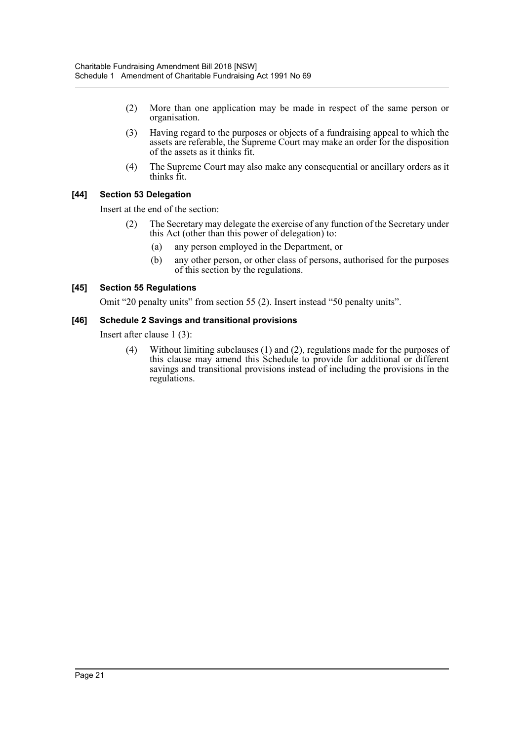(2) More than one application may be made in respect of the same person or organisation.

(3) Having regard to the purposes or objects of a fundraising appeal to which the assets are referable, the Supreme Court may make an order for the disposition of the assets as it thinks fit.

(4) The Supreme Court may also make any consequential or ancillary orders as it thinks fit.

#### [44] Section 53 Delegation

Insert at the end of the section:

(2) The Secretary may delegate the exercise of any function of the Secretary under this Act (other than this power of delegation) to:

(a) any person employed in the Department, or

(b) any other person, or other class of persons, authorised for the purposes of this section by the regulations.

#### [45] Section 55 Regulations

Omit "20 penalty units" from section 55 (2). Insert instead "50 penalty units".

#### [46] Schedule 2 Savings and transitional provisions

Insert after clause 1 (3):

(4) Without limiting subclauses (1) and (2), regulations made for the purposes of this clause may amend this Schedule to provide for additional or different savings and transitional provisions instead of including the provisions in the regulations.